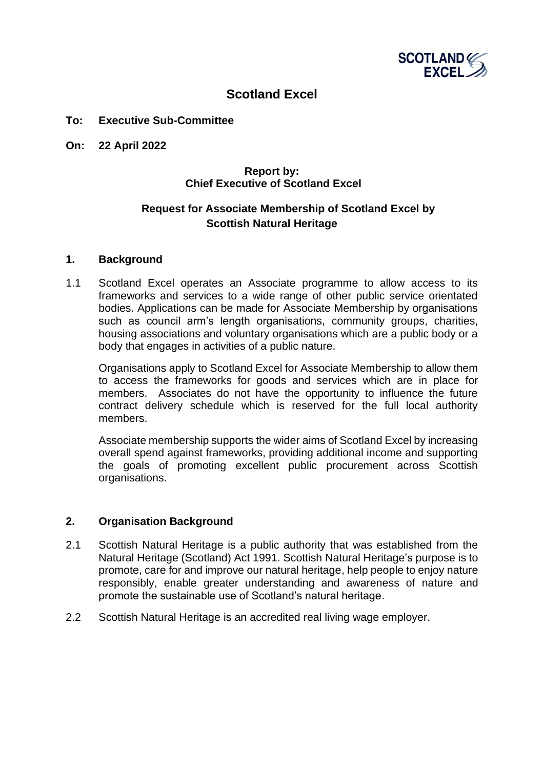# Scotland Excel

**To: Executive Sub-Committee**

**On: 22 April 2022**

**Report by:**
**Chief Executive of Scotland Excel**

## Request for Associate Membership of Scotland Excel by Scottish Natural Heritage

### 1. Background

1.1 Scotland Excel operates an Associate programme to allow access to its frameworks and services to a wide range of other public service orientated bodies. Applications can be made for Associate Membership by organisations such as council arm's length organisations, community groups, charities, housing associations and voluntary organisations which are a public body or a body that engages in activities of a public nature.

Organisations apply to Scotland Excel for Associate Membership to allow them to access the frameworks for goods and services which are in place for members. Associates do not have the opportunity to influence the future contract delivery schedule which is reserved for the full local authority members.

Associate membership supports the wider aims of Scotland Excel by increasing overall spend against frameworks, providing additional income and supporting the goals of promoting excellent public procurement across Scottish organisations.

### 2. Organisation Background

2.1 Scottish Natural Heritage is a public authority that was established from the Natural Heritage (Scotland) Act 1991. Scottish Natural Heritage's purpose is to promote, care for and improve our natural heritage, help people to enjoy nature responsibly, enable greater understanding and awareness of nature and promote the sustainable use of Scotland's natural heritage.

2.2 Scottish Natural Heritage is an accredited real living wage employer.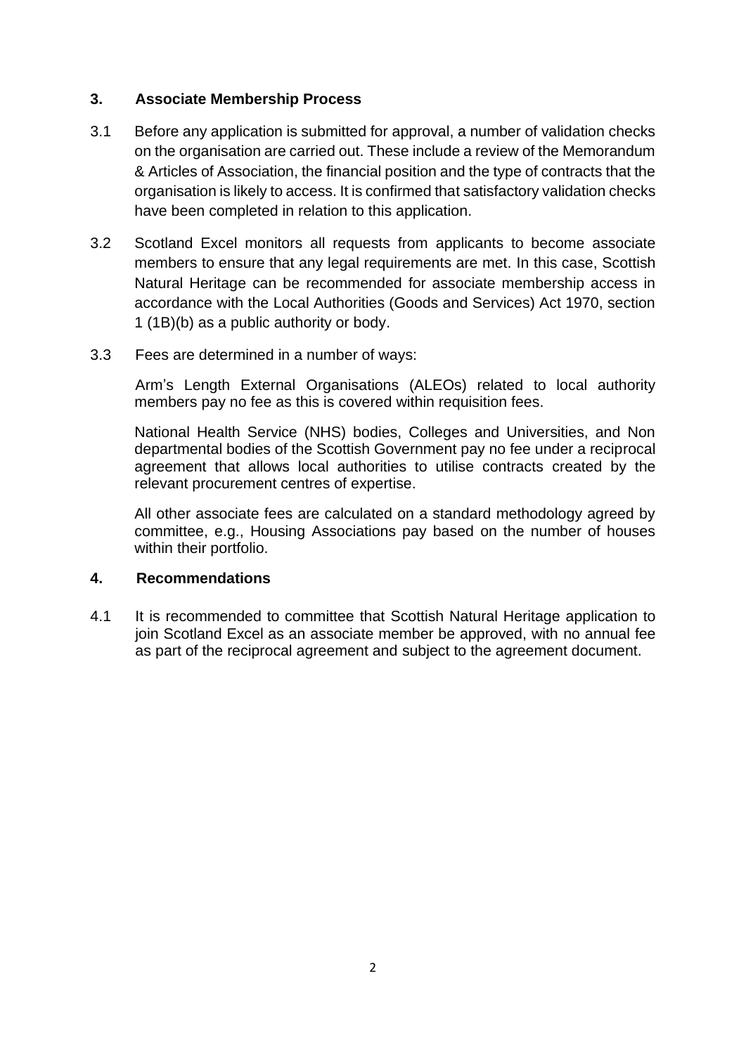## 3. Associate Membership Process

3.1 Before any application is submitted for approval, a number of validation checks on the organisation are carried out. These include a review of the Memorandum & Articles of Association, the financial position and the type of contracts that the organisation is likely to access. It is confirmed that satisfactory validation checks have been completed in relation to this application.

3.2 Scotland Excel monitors all requests from applicants to become associate members to ensure that any legal requirements are met. In this case, Scottish Natural Heritage can be recommended for associate membership access in accordance with the Local Authorities (Goods and Services) Act 1970, section 1 (1B)(b) as a public authority or body.

3.3 Fees are determined in a number of ways:

Arm's Length External Organisations (ALEOs) related to local authority members pay no fee as this is covered within requisition fees.

National Health Service (NHS) bodies, Colleges and Universities, and Non departmental bodies of the Scottish Government pay no fee under a reciprocal agreement that allows local authorities to utilise contracts created by the relevant procurement centres of expertise.

All other associate fees are calculated on a standard methodology agreed by committee, e.g., Housing Associations pay based on the number of houses within their portfolio.

## 4. Recommendations

4.1 It is recommended to committee that Scottish Natural Heritage application to join Scotland Excel as an associate member be approved, with no annual fee as part of the reciprocal agreement and subject to the agreement document.